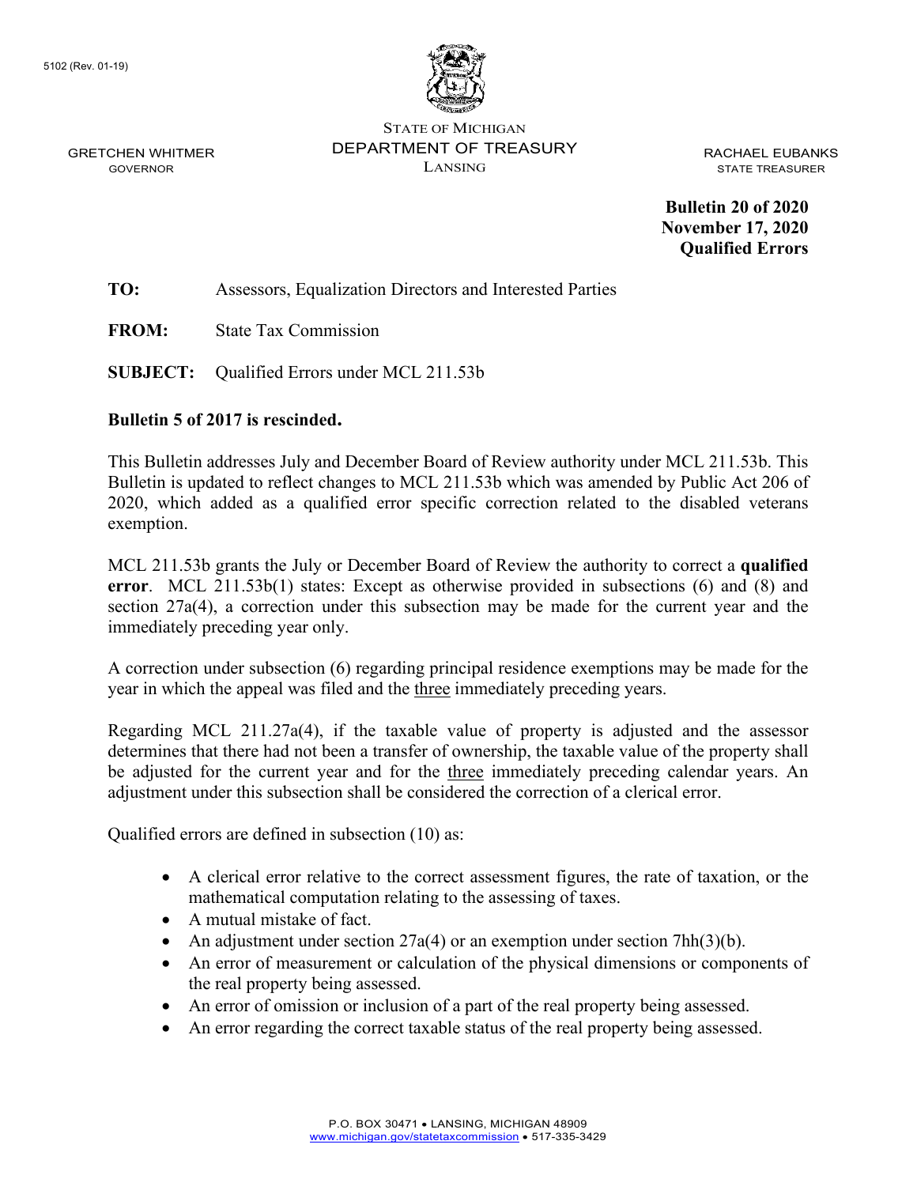5102 (Rev. 01-19)

STATE OF MICHIGAN
DEPARTMENT OF TREASURY
LANSING

GRETCHEN WHITMER
GOVERNOR

RACHAEL EUBANKS
STATE TREASURER

**Bulletin 20 of 2020**
**November 17, 2020**
**Qualified Errors**

**TO:** Assessors, Equalization Directors and Interested Parties

**FROM:** State Tax Commission

**SUBJECT:** Qualified Errors under MCL 211.53b

**Bulletin 5 of 2017 is rescinded.**

This Bulletin addresses July and December Board of Review authority under MCL 211.53b. This Bulletin is updated to reflect changes to MCL 211.53b which was amended by Public Act 206 of 2020, which added as a qualified error specific correction related to the disabled veterans exemption.

MCL 211.53b grants the July or December Board of Review the authority to correct a **qualified error**. MCL 211.53b(1) states: Except as otherwise provided in subsections (6) and (8) and section 27a(4), a correction under this subsection may be made for the current year and the immediately preceding year only.

A correction under subsection (6) regarding principal residence exemptions may be made for the year in which the appeal was filed and the <u>three</u> immediately preceding years.

Regarding MCL 211.27a(4), if the taxable value of property is adjusted and the assessor determines that there had not been a transfer of ownership, the taxable value of the property shall be adjusted for the current year and for the <u>three</u> immediately preceding calendar years. An adjustment under this subsection shall be considered the correction of a clerical error.

Qualified errors are defined in subsection (10) as:

- A clerical error relative to the correct assessment figures, the rate of taxation, or the mathematical computation relating to the assessing of taxes.
- A mutual mistake of fact.
- An adjustment under section 27a(4) or an exemption under section 7hh(3)(b).
- An error of measurement or calculation of the physical dimensions or components of the real property being assessed.
- An error of omission or inclusion of a part of the real property being assessed.
- An error regarding the correct taxable status of the real property being assessed.

P.O. BOX 30471 • LANSING, MICHIGAN 48909
www.michigan.gov/statetaxcommission • 517-335-3429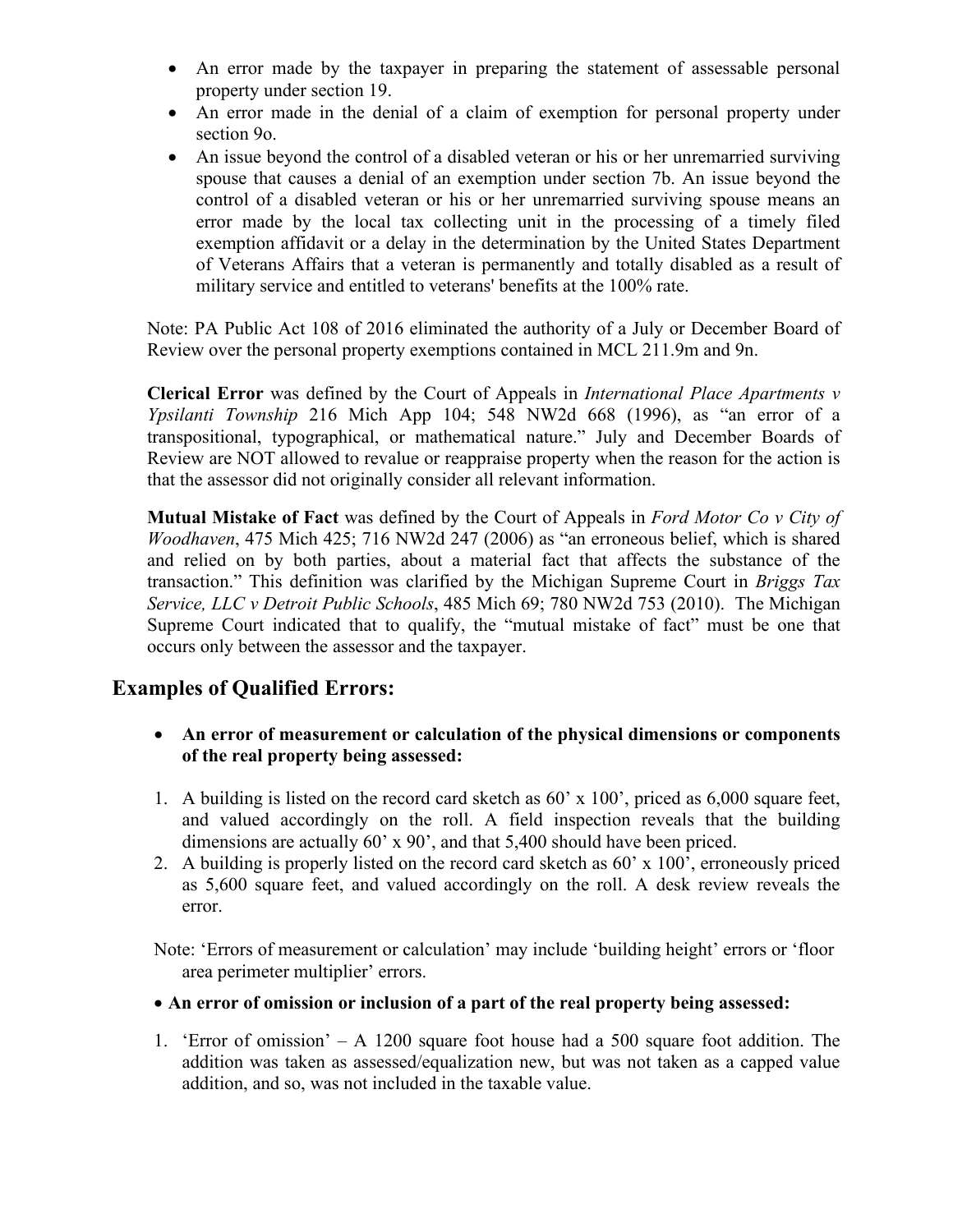- An error made by the taxpayer in preparing the statement of assessable personal property under section 19.
- An error made in the denial of a claim of exemption for personal property under section 9o.
- An issue beyond the control of a disabled veteran or his or her unremarried surviving spouse that causes a denial of an exemption under section 7b. An issue beyond the control of a disabled veteran or his or her unremarried surviving spouse means an error made by the local tax collecting unit in the processing of a timely filed exemption affidavit or a delay in the determination by the United States Department of Veterans Affairs that a veteran is permanently and totally disabled as a result of military service and entitled to veterans' benefits at the 100% rate.

Note: PA Public Act 108 of 2016 eliminated the authority of a July or December Board of Review over the personal property exemptions contained in MCL 211.9m and 9n.

**Clerical Error** was defined by the Court of Appeals in *International Place Apartments v Ypsilanti Township* 216 Mich App 104; 548 NW2d 668 (1996), as "an error of a transpositional, typographical, or mathematical nature." July and December Boards of Review are NOT allowed to revalue or reappraise property when the reason for the action is that the assessor did not originally consider all relevant information.

**Mutual Mistake of Fact** was defined by the Court of Appeals in *Ford Motor Co v City of Woodhaven*, 475 Mich 425; 716 NW2d 247 (2006) as "an erroneous belief, which is shared and relied on by both parties, about a material fact that affects the substance of the transaction." This definition was clarified by the Michigan Supreme Court in *Briggs Tax Service, LLC v Detroit Public Schools*, 485 Mich 69; 780 NW2d 753 (2010). The Michigan Supreme Court indicated that to qualify, the "mutual mistake of fact" must be one that occurs only between the assessor and the taxpayer.

## Examples of Qualified Errors:

- **An error of measurement or calculation of the physical dimensions or components of the real property being assessed:**

1. A building is listed on the record card sketch as 60' x 100', priced as 6,000 square feet, and valued accordingly on the roll. A field inspection reveals that the building dimensions are actually 60' x 90', and that 5,400 should have been priced.
2. A building is properly listed on the record card sketch as 60' x 100', erroneously priced as 5,600 square feet, and valued accordingly on the roll. A desk review reveals the error.

Note: 'Errors of measurement or calculation' may include 'building height' errors or 'floor area perimeter multiplier' errors.

- **An error of omission or inclusion of a part of the real property being assessed:**

1. 'Error of omission' – A 1200 square foot house had a 500 square foot addition. The addition was taken as assessed/equalization new, but was not taken as a capped value addition, and so, was not included in the taxable value.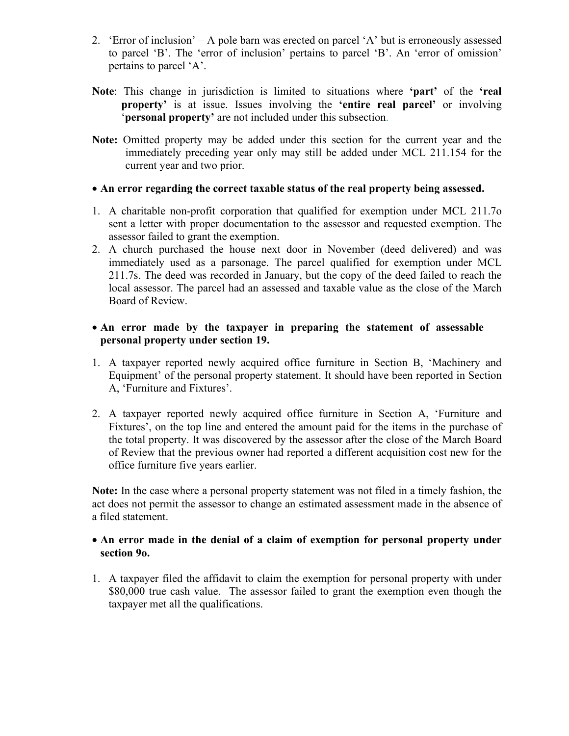2. 'Error of inclusion' – A pole barn was erected on parcel 'A' but is erroneously assessed to parcel 'B'. The 'error of inclusion' pertains to parcel 'B'. An 'error of omission' pertains to parcel 'A'.

**Note**: This change in jurisdiction is limited to situations where **'part'** of the **'real property'** is at issue. Issues involving the **'entire real parcel'** or involving '**personal property'** are not included under this subsection.

**Note:** Omitted property may be added under this section for the current year and the immediately preceding year only may still be added under MCL 211.154 for the current year and two prior.

- **An error regarding the correct taxable status of the real property being assessed.**

1. A charitable non-profit corporation that qualified for exemption under MCL 211.7o sent a letter with proper documentation to the assessor and requested exemption. The assessor failed to grant the exemption.
2. A church purchased the house next door in November (deed delivered) and was immediately used as a parsonage. The parcel qualified for exemption under MCL 211.7s. The deed was recorded in January, but the copy of the deed failed to reach the local assessor. The parcel had an assessed and taxable value as the close of the March Board of Review.

- **An error made by the taxpayer in preparing the statement of assessable personal property under section 19.**

1. A taxpayer reported newly acquired office furniture in Section B, 'Machinery and Equipment' of the personal property statement. It should have been reported in Section A, 'Furniture and Fixtures'.

2. A taxpayer reported newly acquired office furniture in Section A, 'Furniture and Fixtures', on the top line and entered the amount paid for the items in the purchase of the total property. It was discovered by the assessor after the close of the March Board of Review that the previous owner had reported a different acquisition cost new for the office furniture five years earlier.

**Note:** In the case where a personal property statement was not filed in a timely fashion, the act does not permit the assessor to change an estimated assessment made in the absence of a filed statement.

- **An error made in the denial of a claim of exemption for personal property under section 9o.**

1. A taxpayer filed the affidavit to claim the exemption for personal property with under $80,000 true cash value. The assessor failed to grant the exemption even though the taxpayer met all the qualifications.